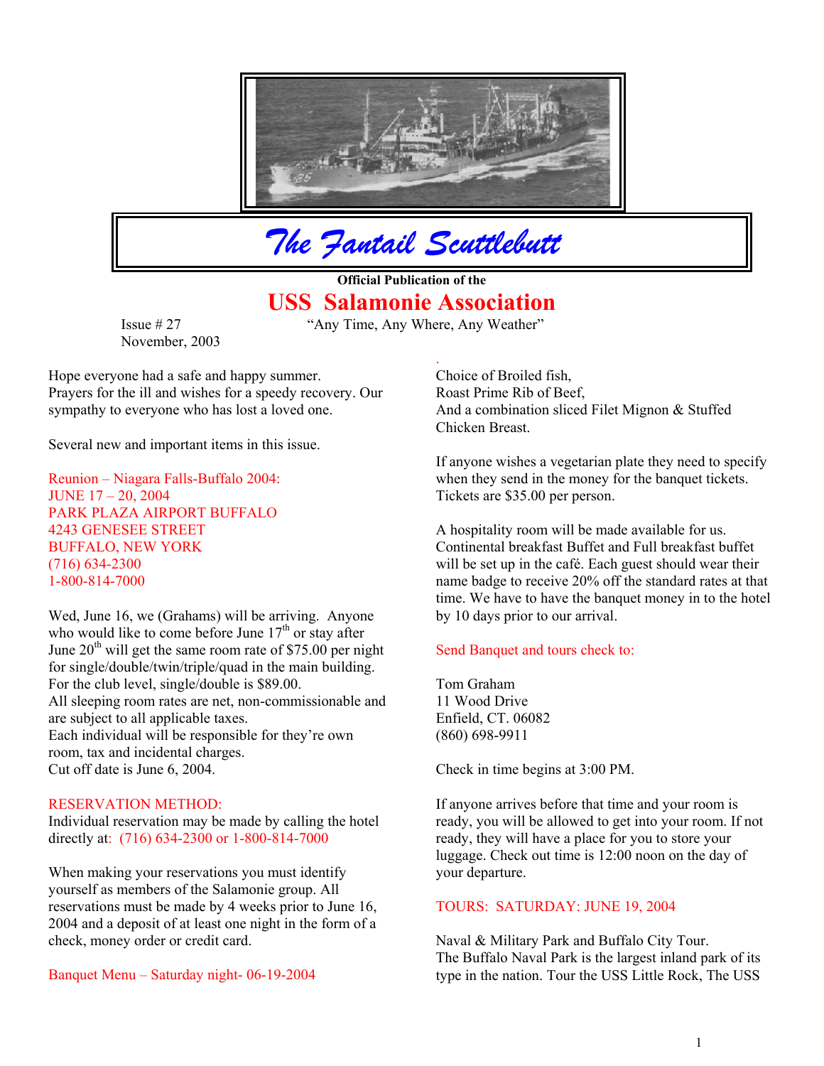# The Fantail Scuttlebutt

**Official Publication of the**

## USS Salamonie Association

Issue # 27
November, 2003

"Any Time, Any Where, Any Weather"

Hope everyone had a safe and happy summer.
Prayers for the ill and wishes for a speedy recovery. Our sympathy to everyone who has lost a loved one.

Several new and important items in this issue.

Reunion – Niagara Falls-Buffalo 2004:
JUNE 17 – 20, 2004
PARK PLAZA AIRPORT BUFFALO
4243 GENESEE STREET
BUFFALO, NEW YORK
(716) 634-2300
1-800-814-7000

Wed, June 16, we (Grahams) will be arriving. Anyone who would like to come before June 17th or stay after June 20th will get the same room rate of $75.00 per night for single/double/twin/triple/quad in the main building. For the club level, single/double is $89.00.
All sleeping room rates are net, non-commissionable and are subject to all applicable taxes.
Each individual will be responsible for they're own room, tax and incidental charges.
Cut off date is June 6, 2004.

RESERVATION METHOD:
Individual reservation may be made by calling the hotel directly at: (716) 634-2300 or 1-800-814-7000

When making your reservations you must identify yourself as members of the Salamonie group. All reservations must be made by 4 weeks prior to June 16, 2004 and a deposit of at least one night in the form of a check, money order or credit card.

Banquet Menu – Saturday night- 06-19-2004

Choice of Broiled fish,
Roast Prime Rib of Beef,
And a combination sliced Filet Mignon & Stuffed Chicken Breast.

If anyone wishes a vegetarian plate they need to specify when they send in the money for the banquet tickets. Tickets are $35.00 per person.

A hospitality room will be made available for us. Continental breakfast Buffet and Full breakfast buffet will be set up in the café. Each guest should wear their name badge to receive 20% off the standard rates at that time. We have to have the banquet money in to the hotel by 10 days prior to our arrival.

Send Banquet and tours check to:

Tom Graham
11 Wood Drive
Enfield, CT. 06082
(860) 698-9911

Check in time begins at 3:00 PM.

If anyone arrives before that time and your room is ready, you will be allowed to get into your room. If not ready, they will have a place for you to store your luggage. Check out time is 12:00 noon on the day of your departure.

TOURS: SATURDAY: JUNE 19, 2004

Naval & Military Park and Buffalo City Tour.
The Buffalo Naval Park is the largest inland park of its type in the nation. Tour the USS Little Rock, The USS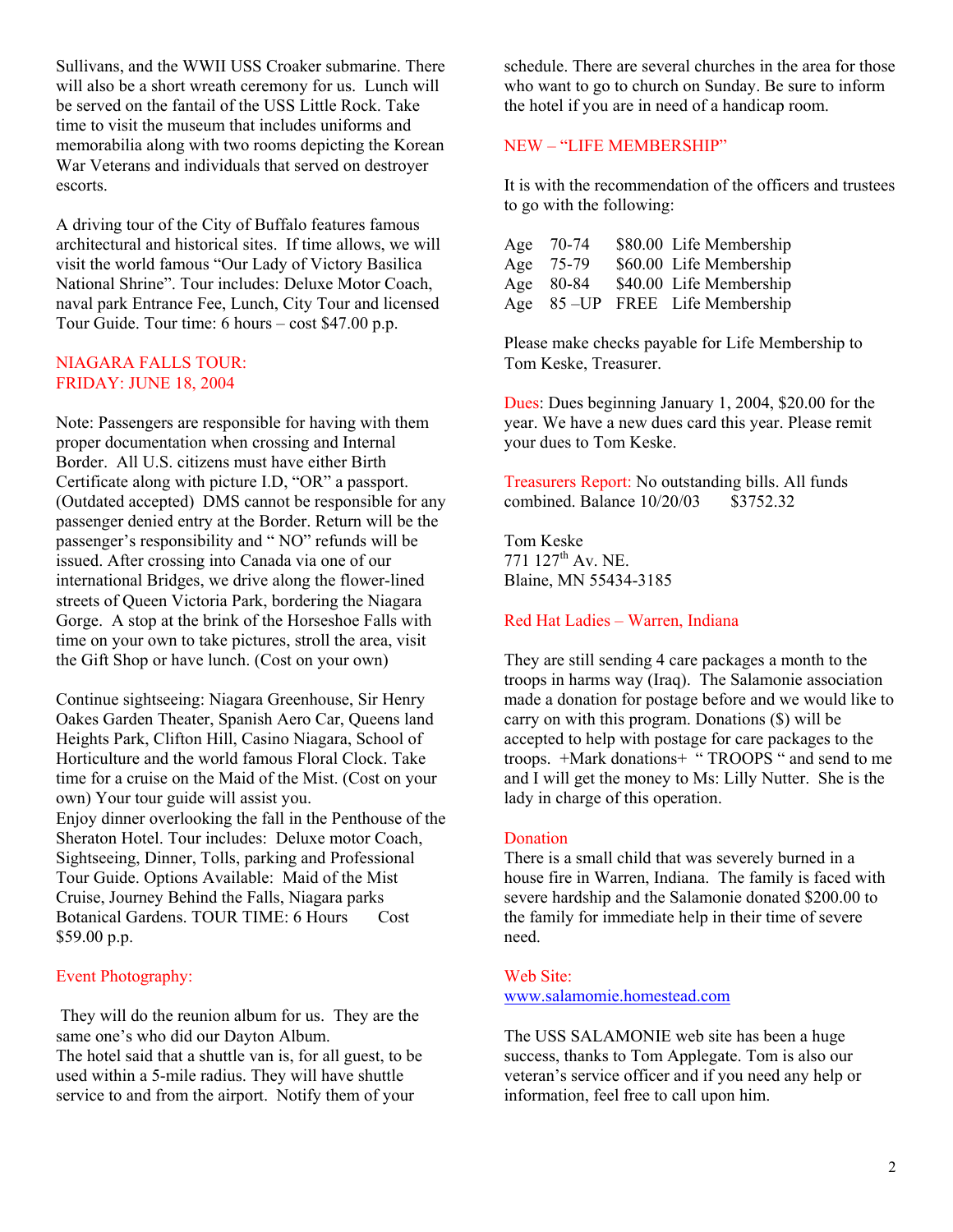Sullivans, and the WWII USS Croaker submarine. There will also be a short wreath ceremony for us. Lunch will be served on the fantail of the USS Little Rock. Take time to visit the museum that includes uniforms and memorabilia along with two rooms depicting the Korean War Veterans and individuals that served on destroyer escorts.

A driving tour of the City of Buffalo features famous architectural and historical sites. If time allows, we will visit the world famous "Our Lady of Victory Basilica National Shrine". Tour includes: Deluxe Motor Coach, naval park Entrance Fee, Lunch, City Tour and licensed Tour Guide. Tour time: 6 hours – cost $47.00 p.p.

## NIAGARA FALLS TOUR:
## FRIDAY: JUNE 18, 2004

Note: Passengers are responsible for having with them proper documentation when crossing and Internal Border. All U.S. citizens must have either Birth Certificate along with picture I.D, "OR" a passport. (Outdated accepted) DMS cannot be responsible for any passenger denied entry at the Border. Return will be the passenger's responsibility and " NO" refunds will be issued. After crossing into Canada via one of our international Bridges, we drive along the flower-lined streets of Queen Victoria Park, bordering the Niagara Gorge. A stop at the brink of the Horseshoe Falls with time on your own to take pictures, stroll the area, visit the Gift Shop or have lunch. (Cost on your own)

Continue sightseeing: Niagara Greenhouse, Sir Henry Oakes Garden Theater, Spanish Aero Car, Queens land Heights Park, Clifton Hill, Casino Niagara, School of Horticulture and the world famous Floral Clock. Take time for a cruise on the Maid of the Mist. (Cost on your own) Your tour guide will assist you.
Enjoy dinner overlooking the fall in the Penthouse of the Sheraton Hotel. Tour includes: Deluxe motor Coach, Sightseeing, Dinner, Tolls, parking and Professional Tour Guide. Options Available: Maid of the Mist Cruise, Journey Behind the Falls, Niagara parks Botanical Gardens. TOUR TIME: 6 Hours Cost $59.00 p.p.

## Event Photography:

They will do the reunion album for us. They are the same one's who did our Dayton Album.
The hotel said that a shuttle van is, for all guest, to be used within a 5-mile radius. They will have shuttle service to and from the airport. Notify them of your schedule. There are several churches in the area for those who want to go to church on Sunday. Be sure to inform the hotel if you are in need of a handicap room.

## NEW – "LIFE MEMBERSHIP"

It is with the recommendation of the officers and trustees to go with the following:

| | | | |
|---|---|---|---|
| Age | 70-74 | $80.00 | Life Membership |
| Age | 75-79 | $60.00 | Life Membership |
| Age | 80-84 | $40.00 | Life Membership |
| Age | 85 –UP | FREE | Life Membership |

Please make checks payable for Life Membership to Tom Keske, Treasurer.

Dues: Dues beginning January 1, 2004, $20.00 for the year. We have a new dues card this year. Please remit your dues to Tom Keske.

Treasurers Report: No outstanding bills. All funds combined. Balance 10/20/03 $3752.32

Tom Keske
771 127th Av. NE.
Blaine, MN 55434-3185

## Red Hat Ladies – Warren, Indiana

They are still sending 4 care packages a month to the troops in harms way (Iraq). The Salamonie association made a donation for postage before and we would like to carry on with this program. Donations ($) will be accepted to help with postage for care packages to the troops. +Mark donations+ " TROOPS " and send to me and I will get the money to Ms: Lilly Nutter. She is the lady in charge of this operation.

## Donation

There is a small child that was severely burned in a house fire in Warren, Indiana. The family is faced with severe hardship and the Salamonie donated $200.00 to the family for immediate help in their time of severe need.

## Web Site:

www.salamomie.homestead.com

The USS SALAMONIE web site has been a huge success, thanks to Tom Applegate. Tom is also our veteran's service officer and if you need any help or information, feel free to call upon him.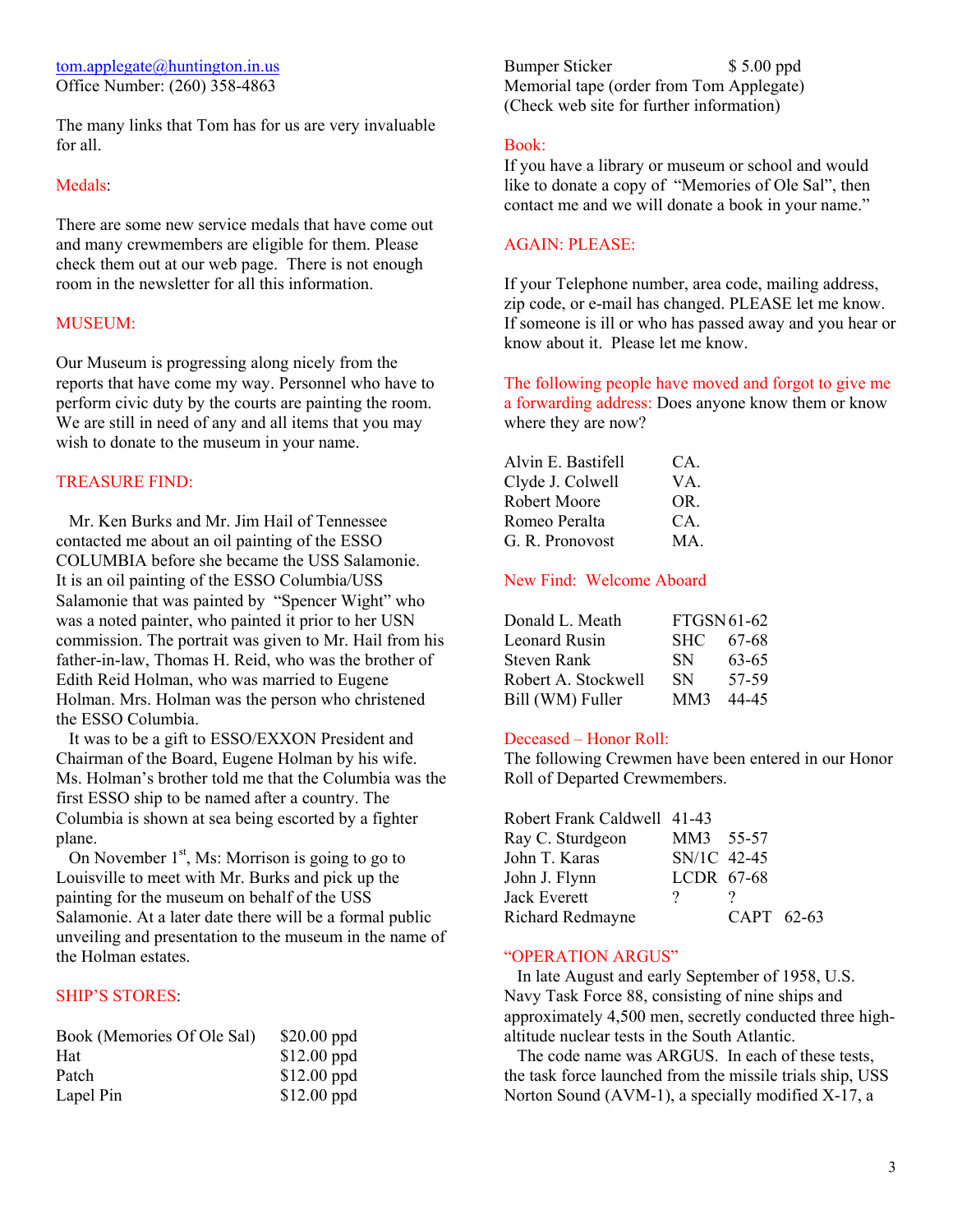tom.applegate@huntington.in.us
Office Number: (260) 358-4863

The many links that Tom has for us are very invaluable for all.

## Medals:

There are some new service medals that have come out and many crewmembers are eligible for them. Please check them out at our web page. There is not enough room in the newsletter for all this information.

## MUSEUM:

Our Museum is progressing along nicely from the reports that have come my way. Personnel who have to perform civic duty by the courts are painting the room. We are still in need of any and all items that you may wish to donate to the museum in your name.

## TREASURE FIND:

Mr. Ken Burks and Mr. Jim Hail of Tennessee contacted me about an oil painting of the ESSO COLUMBIA before she became the USS Salamonie. It is an oil painting of the ESSO Columbia/USS Salamonie that was painted by "Spencer Wight" who was a noted painter, who painted it prior to her USN commission. The portrait was given to Mr. Hail from his father-in-law, Thomas H. Reid, who was the brother of Edith Reid Holman, who was married to Eugene Holman. Mrs. Holman was the person who christened the ESSO Columbia.

It was to be a gift to ESSO/EXXON President and Chairman of the Board, Eugene Holman by his wife. Ms. Holman's brother told me that the Columbia was the first ESSO ship to be named after a country. The Columbia is shown at sea being escorted by a fighter plane.

On November 1st, Ms: Morrison is going to go to Louisville to meet with Mr. Burks and pick up the painting for the museum on behalf of the USS Salamonie. At a later date there will be a formal public unveiling and presentation to the museum in the name of the Holman estates.

## SHIP'S STORES:

| | |
|---|---|
| Book (Memories Of Ole Sal) | $20.00 ppd |
| Hat | $12.00 ppd |
| Patch | $12.00 ppd |
| Lapel Pin | $12.00 ppd |
| Bumper Sticker | $ 5.00 ppd |

Memorial tape (order from Tom Applegate)
(Check web site for further information)

## Book:

If you have a library or museum or school and would like to donate a copy of "Memories of Ole Sal", then contact me and we will donate a book in your name."

## AGAIN: PLEASE:

If your Telephone number, area code, mailing address, zip code, or e-mail has changed. PLEASE let me know. If someone is ill or who has passed away and you hear or know about it. Please let me know.

**The following people have moved and forgot to give me a forwarding address:** Does anyone know them or know where they are now?

| | |
|---|---|
| Alvin E. Bastifell | CA. |
| Clyde J. Colwell | VA. |
| Robert Moore | OR. |
| Romeo Peralta | CA. |
| G. R. Pronovost | MA. |

## New Find: Welcome Aboard

| | | |
|---|---|---|
| Donald L. Meath | FTGSN | 61-62 |
| Leonard Rusin | SHC | 67-68 |
| Steven Rank | SN | 63-65 |
| Robert A. Stockwell | SN | 57-59 |
| Bill (WM) Fuller | MM3 | 44-45 |

## Deceased – Honor Roll:

The following Crewmen have been entered in our Honor Roll of Departed Crewmembers.

| | | |
|---|---|---|
| Robert Frank Caldwell | | 41-43 |
| Ray C. Sturdgeon | MM3 | 55-57 |
| John T. Karas | SN/1C | 42-45 |
| John J. Flynn | LCDR | 67-68 |
| Jack Everett | ? | ? |
| Richard Redmayne | CAPT | 62-63 |

## "OPERATION ARGUS"

In late August and early September of 1958, U.S. Navy Task Force 88, consisting of nine ships and approximately 4,500 men, secretly conducted three high-altitude nuclear tests in the South Atlantic.

The code name was ARGUS. In each of these tests, the task force launched from the missile trials ship, USS Norton Sound (AVM-1), a specially modified X-17, a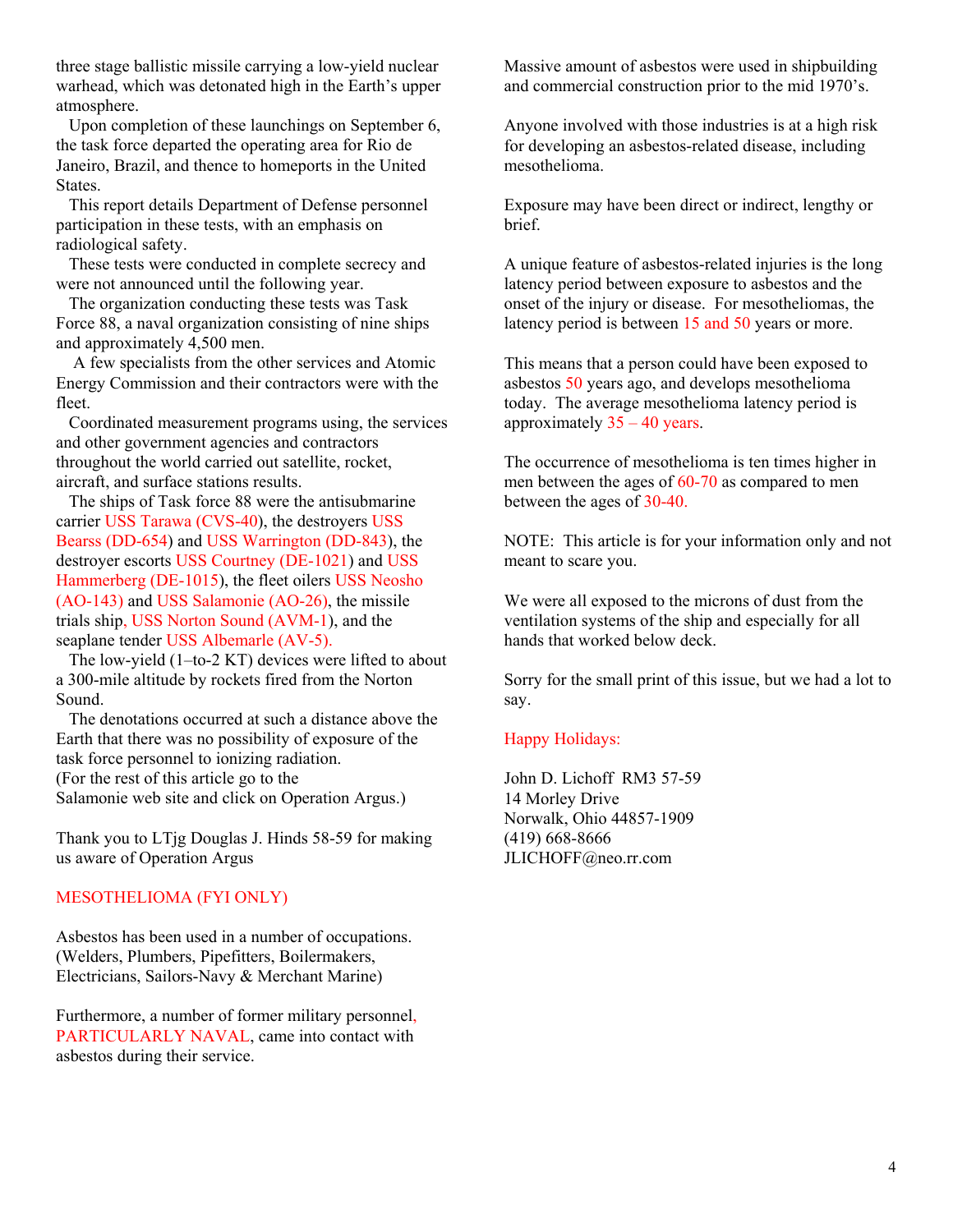three stage ballistic missile carrying a low-yield nuclear warhead, which was detonated high in the Earth's upper atmosphere.

Upon completion of these launchings on September 6, the task force departed the operating area for Rio de Janeiro, Brazil, and thence to homeports in the United States.

This report details Department of Defense personnel participation in these tests, with an emphasis on radiological safety.

These tests were conducted in complete secrecy and were not announced until the following year.

The organization conducting these tests was Task Force 88, a naval organization consisting of nine ships and approximately 4,500 men.

A few specialists from the other services and Atomic Energy Commission and their contractors were with the fleet.

Coordinated measurement programs using, the services and other government agencies and contractors throughout the world carried out satellite, rocket, aircraft, and surface stations results.

The ships of Task force 88 were the antisubmarine carrier USS Tarawa (CVS-40), the destroyers USS Bearss (DD-654) and USS Warrington (DD-843), the destroyer escorts USS Courtney (DE-1021) and USS Hammerberg (DE-1015), the fleet oilers USS Neosho (AO-143) and USS Salamonie (AO-26), the missile trials ship, USS Norton Sound (AVM-1), and the seaplane tender USS Albemarle (AV-5).

The low-yield (1–to-2 KT) devices were lifted to about a 300-mile altitude by rockets fired from the Norton Sound.

The denotations occurred at such a distance above the Earth that there was no possibility of exposure of the task force personnel to ionizing radiation.
(For the rest of this article go to the Salamonie web site and click on Operation Argus.)

Thank you to LTjg Douglas J. Hinds 58-59 for making us aware of Operation Argus

## MESOTHELIOMA (FYI ONLY)

Asbestos has been used in a number of occupations. (Welders, Plumbers, Pipefitters, Boilermakers, Electricians, Sailors-Navy & Merchant Marine)

Furthermore, a number of former military personnel, PARTICULARLY NAVAL, came into contact with asbestos during their service.

Massive amount of asbestos were used in shipbuilding and commercial construction prior to the mid 1970's.

Anyone involved with those industries is at a high risk for developing an asbestos-related disease, including mesothelioma.

Exposure may have been direct or indirect, lengthy or brief.

A unique feature of asbestos-related injuries is the long latency period between exposure to asbestos and the onset of the injury or disease. For mesotheliomas, the latency period is between 15 and 50 years or more.

This means that a person could have been exposed to asbestos 50 years ago, and develops mesothelioma today. The average mesothelioma latency period is approximately 35 – 40 years.

The occurrence of mesothelioma is ten times higher in men between the ages of 60-70 as compared to men between the ages of 30-40.

NOTE: This article is for your information only and not meant to scare you.

We were all exposed to the microns of dust from the ventilation systems of the ship and especially for all hands that worked below deck.

Sorry for the small print of this issue, but we had a lot to say.

Happy Holidays:

John D. Lichoff RM3 57-59
14 Morley Drive
Norwalk, Ohio 44857-1909
(419) 668-8666
JLICHOFF@neo.rr.com